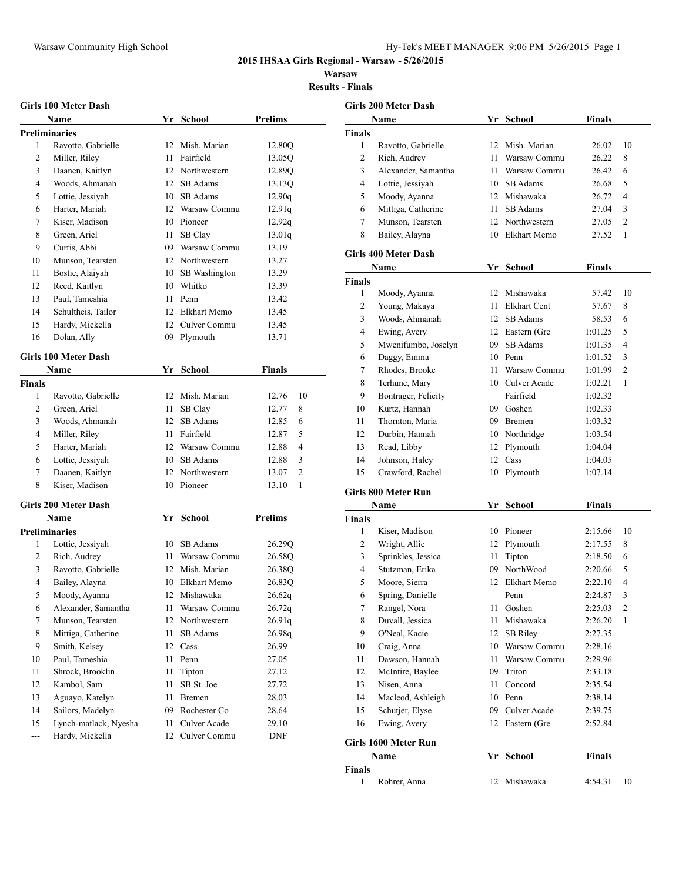## 2015 IHSAA Girls Regional - Warsaw - 5/26/2015

**Warsaw**

**Results - Finals**

### Girls 100 Meter Dash

**Preliminaries**

| | Name | Yr | School | Prelims |
|---|---|---|---|---|
| 1 | Ravotto, Gabrielle | 12 | Mish. Marian | 12.80Q |
| 2 | Miller, Riley | 11 | Fairfield | 13.05Q |
| 3 | Daanen, Kaitlyn | 12 | Northwestern | 12.89Q |
| 4 | Woods, Ahmanah | 12 | SB Adams | 13.13Q |
| 5 | Lottie, Jessiyah | 10 | SB Adams | 12.90q |
| 6 | Harter, Mariah | 12 | Warsaw Commu | 12.91q |
| 7 | Kiser, Madison | 10 | Pioneer | 12.92q |
| 8 | Green, Ariel | 11 | SB Clay | 13.01q |
| 9 | Curtis, Abbi | 09 | Warsaw Commu | 13.19 |
| 10 | Munson, Tearsten | 12 | Northwestern | 13.27 |
| 11 | Bostic, Alaiyah | 10 | SB Washington | 13.29 |
| 12 | Reed, Kaitlyn | 10 | Whitko | 13.39 |
| 13 | Paul, Tameshia | 11 | Penn | 13.42 |
| 14 | Schultheis, Tailor | 12 | Elkhart Memo | 13.45 |
| 15 | Hardy, Mickella | 12 | Culver Commu | 13.45 |
| 16 | Dolan, Ally | 09 | Plymouth | 13.71 |

### Girls 100 Meter Dash

**Finals**

| | Name | Yr | School | Finals | |
|---|---|---|---|---|---|
| 1 | Ravotto, Gabrielle | 12 | Mish. Marian | 12.76 | 10 |
| 2 | Green, Ariel | 11 | SB Clay | 12.77 | 8 |
| 3 | Woods, Ahmanah | 12 | SB Adams | 12.85 | 6 |
| 4 | Miller, Riley | 11 | Fairfield | 12.87 | 5 |
| 5 | Harter, Mariah | 12 | Warsaw Commu | 12.88 | 4 |
| 6 | Lottie, Jessiyah | 10 | SB Adams | 12.88 | 3 |
| 7 | Daanen, Kaitlyn | 12 | Northwestern | 13.07 | 2 |
| 8 | Kiser, Madison | 10 | Pioneer | 13.10 | 1 |

### Girls 200 Meter Dash

**Preliminaries**

| | Name | Yr | School | Prelims |
|---|---|---|---|---|
| 1 | Lottie, Jessiyah | 10 | SB Adams | 26.29Q |
| 2 | Rich, Audrey | 11 | Warsaw Commu | 26.58Q |
| 3 | Ravotto, Gabrielle | 12 | Mish. Marian | 26.38Q |
| 4 | Bailey, Alayna | 10 | Elkhart Memo | 26.83Q |
| 5 | Moody, Ayanna | 12 | Mishawaka | 26.62q |
| 6 | Alexander, Samantha | 11 | Warsaw Commu | 26.72q |
| 7 | Munson, Tearsten | 12 | Northwestern | 26.91q |
| 8 | Mittiga, Catherine | 11 | SB Adams | 26.98q |
| 9 | Smith, Kelsey | 12 | Cass | 26.99 |
| 10 | Paul, Tameshia | 11 | Penn | 27.05 |
| 11 | Shrock, Brooklin | 11 | Tipton | 27.12 |
| 12 | Kambol, Sam | 11 | SB St. Joe | 27.72 |
| 13 | Aguayo, Katelyn | 11 | Bremen | 28.03 |
| 14 | Sailors, Madelyn | 09 | Rochester Co | 28.64 |
| 15 | Lynch-matlack, Nyesha | 11 | Culver Acade | 29.10 |
| --- | Hardy, Mickella | 12 | Culver Commu | DNF |

### Girls 200 Meter Dash

**Finals**

| | Name | Yr | School | Finals | |
|---|---|---|---|---|---|
| 1 | Ravotto, Gabrielle | 12 | Mish. Marian | 26.02 | 10 |
| 2 | Rich, Audrey | 11 | Warsaw Commu | 26.22 | 8 |
| 3 | Alexander, Samantha | 11 | Warsaw Commu | 26.42 | 6 |
| 4 | Lottie, Jessiyah | 10 | SB Adams | 26.68 | 5 |
| 5 | Moody, Ayanna | 12 | Mishawaka | 26.72 | 4 |
| 6 | Mittiga, Catherine | 11 | SB Adams | 27.04 | 3 |
| 7 | Munson, Tearsten | 12 | Northwestern | 27.05 | 2 |
| 8 | Bailey, Alayna | 10 | Elkhart Memo | 27.52 | 1 |

### Girls 400 Meter Dash

**Finals**

| | Name | Yr | School | Finals | |
|---|---|---|---|---|---|
| 1 | Moody, Ayanna | 12 | Mishawaka | 57.42 | 10 |
| 2 | Young, Makaya | 11 | Elkhart Cent | 57.67 | 8 |
| 3 | Woods, Ahmanah | 12 | SB Adams | 58.53 | 6 |
| 4 | Ewing, Avery | 12 | Eastern (Gre | 1:01.25 | 5 |
| 5 | Mwenifumbo, Joselyn | 09 | SB Adams | 1:01.35 | 4 |
| 6 | Daggy, Emma | 10 | Penn | 1:01.52 | 3 |
| 7 | Rhodes, Brooke | 11 | Warsaw Commu | 1:01.99 | 2 |
| 8 | Terhune, Mary | 10 | Culver Acade | 1:02.21 | 1 |
| 9 | Bontrager, Felicity | | Fairfield | 1:02.32 | |
| 10 | Kurtz, Hannah | 09 | Goshen | 1:02.33 | |
| 11 | Thornton, Maria | 09 | Bremen | 1:03.32 | |
| 12 | Durbin, Hannah | 10 | Northridge | 1:03.54 | |
| 13 | Read, Libby | 12 | Plymouth | 1:04.04 | |
| 14 | Johnson, Haley | 12 | Cass | 1:04.05 | |
| 15 | Crawford, Rachel | 10 | Plymouth | 1:07.14 | |

### Girls 800 Meter Run

**Finals**

| | Name | Yr | School | Finals | |
|---|---|---|---|---|---|
| 1 | Kiser, Madison | 10 | Pioneer | 2:15.66 | 10 |
| 2 | Wright, Allie | 12 | Plymouth | 2:17.55 | 8 |
| 3 | Sprinkles, Jessica | 11 | Tipton | 2:18.50 | 6 |
| 4 | Stutzman, Erika | 09 | NorthWood | 2:20.66 | 5 |
| 5 | Moore, Sierra | 12 | Elkhart Memo | 2:22.10 | 4 |
| 6 | Spring, Danielle | | Penn | 2:24.87 | 3 |
| 7 | Rangel, Nora | 11 | Goshen | 2:25.03 | 2 |
| 8 | Duvall, Jessica | 11 | Mishawaka | 2:26.20 | 1 |
| 9 | O'Neal, Kacie | 12 | SB Riley | 2:27.35 | |
| 10 | Craig, Anna | 10 | Warsaw Commu | 2:28.16 | |
| 11 | Dawson, Hannah | 11 | Warsaw Commu | 2:29.96 | |
| 12 | McIntire, Baylee | 09 | Triton | 2:33.18 | |
| 13 | Nisen, Anna | 11 | Concord | 2:35.54 | |
| 14 | Macleod, Ashleigh | 10 | Penn | 2:38.14 | |
| 15 | Schutjer, Elyse | 09 | Culver Acade | 2:39.75 | |
| 16 | Ewing, Avery | 12 | Eastern (Gre | 2:52.84 | |

### Girls 1600 Meter Run

**Finals**

| | Name | Yr | School | Finals | |
|---|---|---|---|---|---|
| 1 | Rohrer, Anna | 12 | Mishawaka | 4:54.31 | 10 |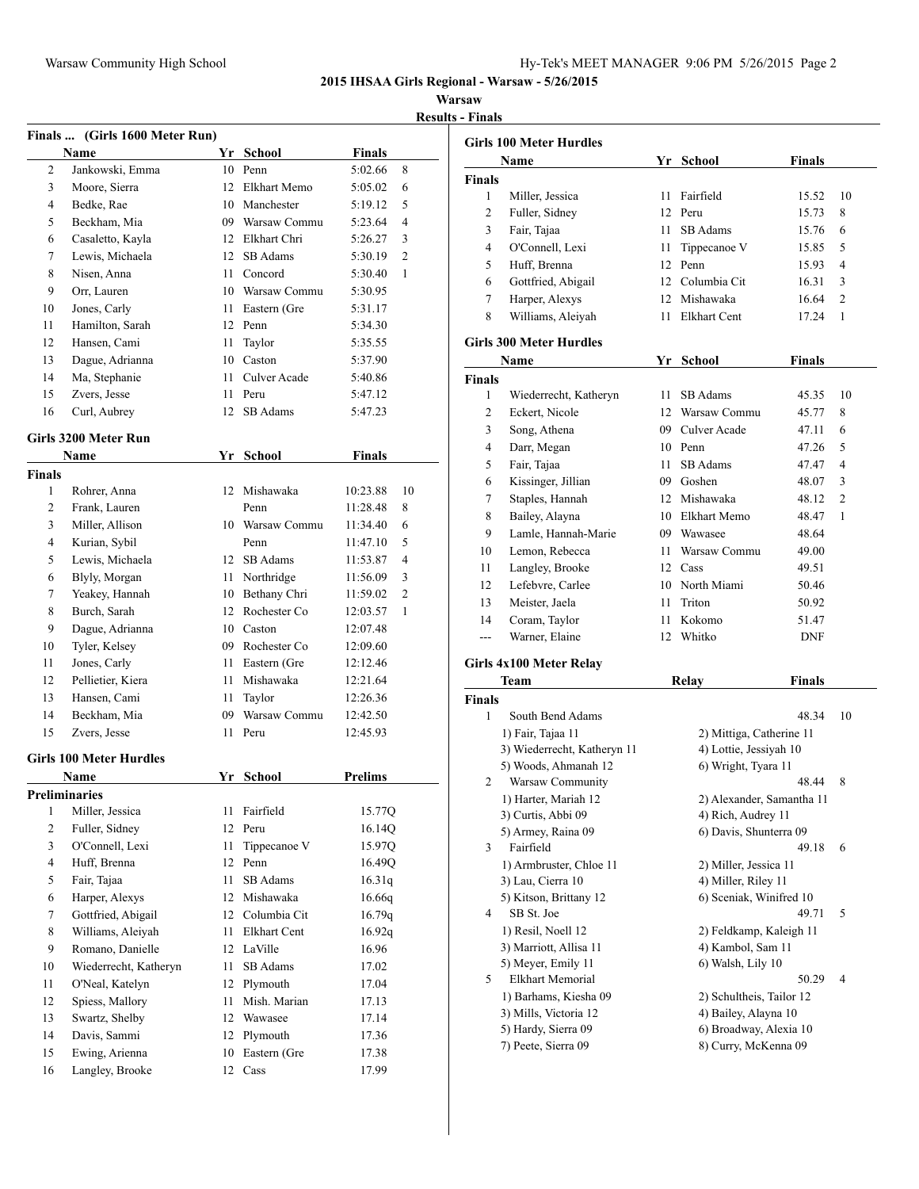**2015 IHSAA Girls Regional - Warsaw - 5/26/2015**

**Warsaw**

**Results - Finals**

### Finals ... (Girls 1600 Meter Run)

| | Name | Yr | School | Finals | |
|---|---|---|---|---|---|
| 2 | Jankowski, Emma | 10 | Penn | 5:02.66 | 8 |
| 3 | Moore, Sierra | 12 | Elkhart Memo | 5:05.02 | 6 |
| 4 | Bedke, Rae | 10 | Manchester | 5:19.12 | 5 |
| 5 | Beckham, Mia | 09 | Warsaw Commu | 5:23.64 | 4 |
| 6 | Casaletto, Kayla | 12 | Elkhart Chri | 5:26.27 | 3 |
| 7 | Lewis, Michaela | 12 | SB Adams | 5:30.19 | 2 |
| 8 | Nisen, Anna | 11 | Concord | 5:30.40 | 1 |
| 9 | Orr, Lauren | 10 | Warsaw Commu | 5:30.95 | |
| 10 | Jones, Carly | 11 | Eastern (Gre | 5:31.17 | |
| 11 | Hamilton, Sarah | 12 | Penn | 5:34.30 | |
| 12 | Hansen, Cami | 11 | Taylor | 5:35.55 | |
| 13 | Dague, Adrianna | 10 | Caston | 5:37.90 | |
| 14 | Ma, Stephanie | 11 | Culver Acade | 5:40.86 | |
| 15 | Zvers, Jesse | 11 | Peru | 5:47.12 | |
| 16 | Curl, Aubrey | 12 | SB Adams | 5:47.23 | |

### Girls 3200 Meter Run

| | Name | Yr | School | Finals | |
|---|---|---|---|---|---|
| **Finals** | | | | | |
| 1 | Rohrer, Anna | 12 | Mishawaka | 10:23.88 | 10 |
| 2 | Frank, Lauren | | Penn | 11:28.48 | 8 |
| 3 | Miller, Allison | 10 | Warsaw Commu | 11:34.40 | 6 |
| 4 | Kurian, Sybil | | Penn | 11:47.10 | 5 |
| 5 | Lewis, Michaela | 12 | SB Adams | 11:53.87 | 4 |
| 6 | Blyly, Morgan | 11 | Northridge | 11:56.09 | 3 |
| 7 | Yeakey, Hannah | 10 | Bethany Chri | 11:59.02 | 2 |
| 8 | Burch, Sarah | 12 | Rochester Co | 12:03.57 | 1 |
| 9 | Dague, Adrianna | 10 | Caston | 12:07.48 | |
| 10 | Tyler, Kelsey | 09 | Rochester Co | 12:09.60 | |
| 11 | Jones, Carly | 11 | Eastern (Gre | 12:12.46 | |
| 12 | Pellietier, Kiera | 11 | Mishawaka | 12:21.64 | |
| 13 | Hansen, Cami | 11 | Taylor | 12:26.36 | |
| 14 | Beckham, Mia | 09 | Warsaw Commu | 12:42.50 | |
| 15 | Zvers, Jesse | 11 | Peru | 12:45.93 | |

### Girls 100 Meter Hurdles

| | Name | Yr | School | Prelims |
|---|---|---|---|---|
| **Preliminaries** | | | | |
| 1 | Miller, Jessica | 11 | Fairfield | 15.77Q |
| 2 | Fuller, Sidney | 12 | Peru | 16.14Q |
| 3 | O'Connell, Lexi | 11 | Tippecanoe V | 15.97Q |
| 4 | Huff, Brenna | 12 | Penn | 16.49Q |
| 5 | Fair, Tajaa | 11 | SB Adams | 16.31q |
| 6 | Harper, Alexys | 12 | Mishawaka | 16.66q |
| 7 | Gottfried, Abigail | 12 | Columbia Cit | 16.79q |
| 8 | Williams, Aleiyah | 11 | Elkhart Cent | 16.92q |
| 9 | Romano, Danielle | 12 | LaVille | 16.96 |
| 10 | Wiederrecht, Katheryn | 11 | SB Adams | 17.02 |
| 11 | O'Neal, Katelyn | 12 | Plymouth | 17.04 |
| 12 | Spiess, Mallory | 11 | Mish. Marian | 17.13 |
| 13 | Swartz, Shelby | 12 | Wawasee | 17.14 |
| 14 | Davis, Sammi | 12 | Plymouth | 17.36 |
| 15 | Ewing, Arienna | 10 | Eastern (Gre | 17.38 |
| 16 | Langley, Brooke | 12 | Cass | 17.99 |

### Girls 100 Meter Hurdles

| | Name | Yr | School | Finals | |
|---|---|---|---|---|---|
| **Finals** | | | | | |
| 1 | Miller, Jessica | 11 | Fairfield | 15.52 | 10 |
| 2 | Fuller, Sidney | 12 | Peru | 15.73 | 8 |
| 3 | Fair, Tajaa | 11 | SB Adams | 15.76 | 6 |
| 4 | O'Connell, Lexi | 11 | Tippecanoe V | 15.85 | 5 |
| 5 | Huff, Brenna | 12 | Penn | 15.93 | 4 |
| 6 | Gottfried, Abigail | 12 | Columbia Cit | 16.31 | 3 |
| 7 | Harper, Alexys | 12 | Mishawaka | 16.64 | 2 |
| 8 | Williams, Aleiyah | 11 | Elkhart Cent | 17.24 | 1 |

### Girls 300 Meter Hurdles

| | Name | Yr | School | Finals | |
|---|---|---|---|---|---|
| **Finals** | | | | | |
| 1 | Wiederrecht, Katheryn | 11 | SB Adams | 45.35 | 10 |
| 2 | Eckert, Nicole | 12 | Warsaw Commu | 45.77 | 8 |
| 3 | Song, Athena | 09 | Culver Acade | 47.11 | 6 |
| 4 | Darr, Megan | 10 | Penn | 47.26 | 5 |
| 5 | Fair, Tajaa | 11 | SB Adams | 47.47 | 4 |
| 6 | Kissinger, Jillian | 09 | Goshen | 48.07 | 3 |
| 7 | Staples, Hannah | 12 | Mishawaka | 48.12 | 2 |
| 8 | Bailey, Alayna | 10 | Elkhart Memo | 48.47 | 1 |
| 9 | Lamle, Hannah-Marie | 09 | Wawasee | 48.64 | |
| 10 | Lemon, Rebecca | 11 | Warsaw Commu | 49.00 | |
| 11 | Langley, Brooke | 12 | Cass | 49.51 | |
| 12 | Lefebvre, Carlee | 10 | North Miami | 50.46 | |
| 13 | Meister, Jaela | 11 | Triton | 50.92 | |
| 14 | Coram, Taylor | 11 | Kokomo | 51.47 | |
| --- | Warner, Elaine | 12 | Whitko | DNF | |

### Girls 4x100 Meter Relay

| | Team | Relay | Finals | |
|---|---|---|---|---|
| **Finals** | | | | |
| 1 | South Bend Adams | | 48.34 | 10 |
| | 1) Fair, Tajaa 11 | 2) Mittiga, Catherine 11 | | |
| | 3) Wiederrecht, Katheryn 11 | 4) Lottie, Jessiyah 10 | | |
| | 5) Woods, Ahmanah 12 | 6) Wright, Tyara 11 | | |
| 2 | Warsaw Community | | 48.44 | 8 |
| | 1) Harter, Mariah 12 | 2) Alexander, Samantha 11 | | |
| | 3) Curtis, Abbi 09 | 4) Rich, Audrey 11 | | |
| | 5) Armey, Raina 09 | 6) Davis, Shunterra 09 | | |
| 3 | Fairfield | | 49.18 | 6 |
| | 1) Armbruster, Chloe 11 | 2) Miller, Jessica 11 | | |
| | 3) Lau, Cierra 10 | 4) Miller, Riley 11 | | |
| | 5) Kitson, Brittany 12 | 6) Sceniak, Winifred 10 | | |
| 4 | SB St. Joe | | 49.71 | 5 |
| | 1) Resil, Noell 12 | 2) Feldkamp, Kaleigh 11 | | |
| | 3) Marriott, Allisa 11 | 4) Kambol, Sam 11 | | |
| | 5) Meyer, Emily 11 | 6) Walsh, Lily 10 | | |
| 5 | Elkhart Memorial | | 50.29 | 4 |
| | 1) Barhams, Kiesha 09 | 2) Schultheis, Tailor 12 | | |
| | 3) Mills, Victoria 12 | 4) Bailey, Alayna 10 | | |
| | 5) Hardy, Sierra 09 | 6) Broadway, Alexia 10 | | |
| | 7) Peete, Sierra 09 | 8) Curry, McKenna 09 | | |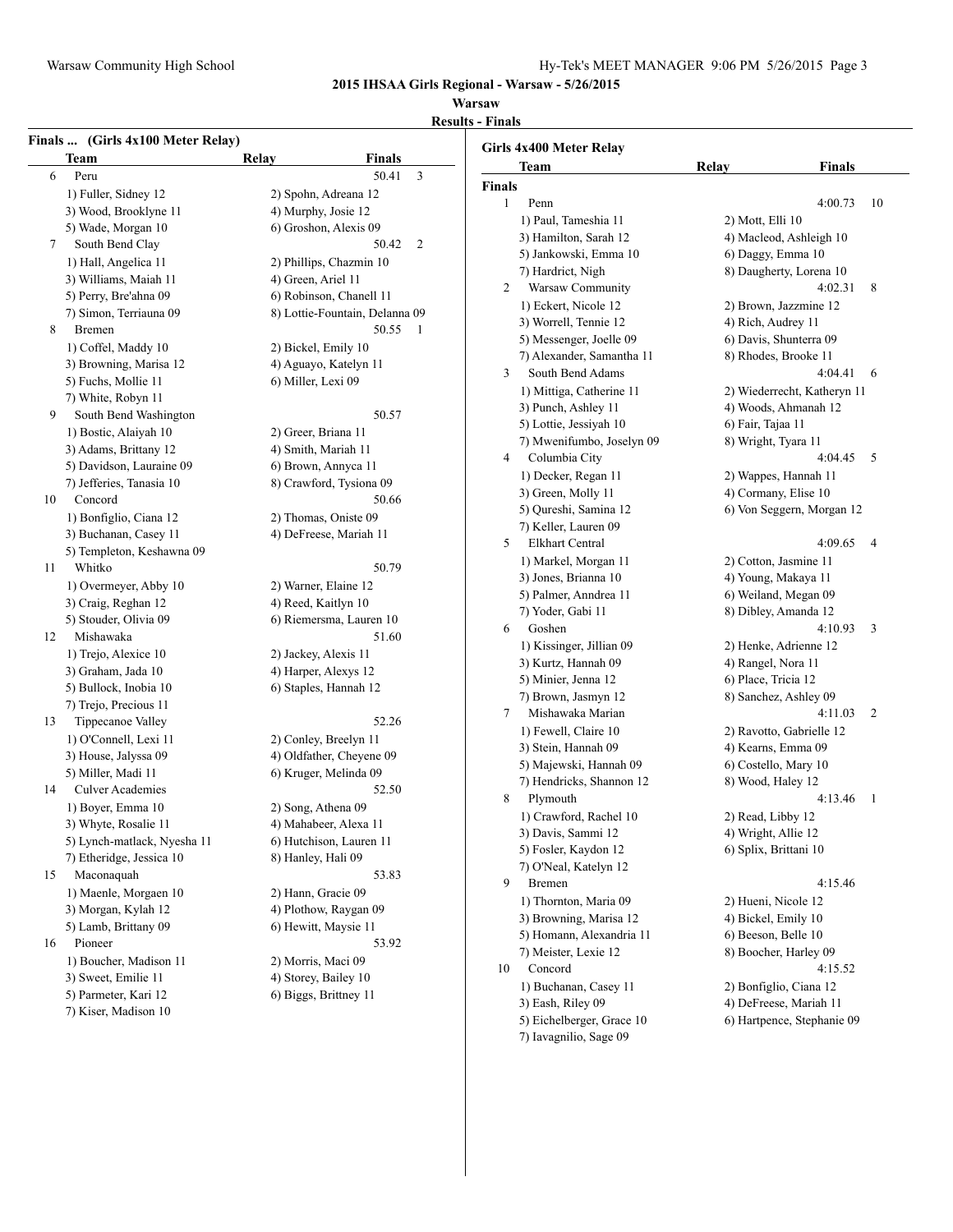# 2015 IHSAA Girls Regional - Warsaw - 5/26/2015

**Warsaw**

**Results - Finals**

## Finals ... (Girls 4x100 Meter Relay)

| | Team | Relay | Finals | |
|---|---|---|---|---|
| 6 | Peru | | 50.41 | 3 |
| | 1) Fuller, Sidney 12 | 2) Spohn, Adreana 12 | | |
| | 3) Wood, Brooklyne 11 | 4) Murphy, Josie 12 | | |
| | 5) Wade, Morgan 10 | 6) Groshon, Alexis 09 | | |
| 7 | South Bend Clay | | 50.42 | 2 |
| | 1) Hall, Angelica 11 | 2) Phillips, Chazmin 10 | | |
| | 3) Williams, Maiah 11 | 4) Green, Ariel 11 | | |
| | 5) Perry, Bre'ahna 09 | 6) Robinson, Chanell 11 | | |
| | 7) Simon, Terriauna 09 | 8) Lottie-Fountain, Delanna 09 | | |
| 8 | Bremen | | 50.55 | 1 |
| | 1) Coffel, Maddy 10 | 2) Bickel, Emily 10 | | |
| | 3) Browning, Marisa 12 | 4) Aguayo, Katelyn 11 | | |
| | 5) Fuchs, Mollie 11 | 6) Miller, Lexi 09 | | |
| | 7) White, Robyn 11 | | | |
| 9 | South Bend Washington | | 50.57 | |
| | 1) Bostic, Alaiyah 10 | 2) Greer, Briana 11 | | |
| | 3) Adams, Brittany 12 | 4) Smith, Mariah 11 | | |
| | 5) Davidson, Lauraine 09 | 6) Brown, Annyca 11 | | |
| | 7) Jefferies, Tanasia 10 | 8) Crawford, Tysiona 09 | | |
| 10 | Concord | | 50.66 | |
| | 1) Bonfiglio, Ciana 12 | 2) Thomas, Oniste 09 | | |
| | 3) Buchanan, Casey 11 | 4) DeFreese, Mariah 11 | | |
| | 5) Templeton, Keshawna 09 | | | |
| 11 | Whitko | | 50.79 | |
| | 1) Overmeyer, Abby 10 | 2) Warner, Elaine 12 | | |
| | 3) Craig, Reghan 12 | 4) Reed, Kaitlyn 10 | | |
| | 5) Stouder, Olivia 09 | 6) Riemersma, Lauren 10 | | |
| 12 | Mishawaka | | 51.60 | |
| | 1) Trejo, Alexice 10 | 2) Jackey, Alexis 11 | | |
| | 3) Graham, Jada 10 | 4) Harper, Alexys 12 | | |
| | 5) Bullock, Inobia 10 | 6) Staples, Hannah 12 | | |
| | 7) Trejo, Precious 11 | | | |
| 13 | Tippecanoe Valley | | 52.26 | |
| | 1) O'Connell, Lexi 11 | 2) Conley, Breelyn 11 | | |
| | 3) House, Jalyssa 09 | 4) Oldfather, Cheyene 09 | | |
| | 5) Miller, Madi 11 | 6) Kruger, Melinda 09 | | |
| 14 | Culver Academies | | 52.50 | |
| | 1) Boyer, Emma 10 | 2) Song, Athena 09 | | |
| | 3) Whyte, Rosalie 11 | 4) Mahabeer, Alexa 11 | | |
| | 5) Lynch-matlack, Nyesha 11 | 6) Hutchison, Lauren 11 | | |
| | 7) Etheridge, Jessica 10 | 8) Hanley, Hali 09 | | |
| 15 | Maconaquah | | 53.83 | |
| | 1) Maenle, Morgaen 10 | 2) Hann, Gracie 09 | | |
| | 3) Morgan, Kylah 12 | 4) Plothow, Raygan 09 | | |
| | 5) Lamb, Brittany 09 | 6) Hewitt, Maysie 11 | | |
| 16 | Pioneer | | 53.92 | |
| | 1) Boucher, Madison 11 | 2) Morris, Maci 09 | | |
| | 3) Sweet, Emilie 11 | 4) Storey, Bailey 10 | | |
| | 5) Parmeter, Kari 12 | 6) Biggs, Brittney 11 | | |
| | 7) Kiser, Madison 10 | | | |

## Girls 4x400 Meter Relay

**Finals**

| | Team | Relay | Finals | |
|---|---|---|---|---|
| 1 | Penn | | 4:00.73 | 10 |
| | 1) Paul, Tameshia 11 | 2) Mott, Elli 10 | | |
| | 3) Hamilton, Sarah 12 | 4) Macleod, Ashleigh 10 | | |
| | 5) Jankowski, Emma 10 | 6) Daggy, Emma 10 | | |
| | 7) Hardrict, Nigh | 8) Daugherty, Lorena 10 | | |
| 2 | Warsaw Community | | 4:02.31 | 8 |
| | 1) Eckert, Nicole 12 | 2) Brown, Jazzmine 12 | | |
| | 3) Worrell, Tennie 12 | 4) Rich, Audrey 11 | | |
| | 5) Messenger, Joelle 09 | 6) Davis, Shunterra 09 | | |
| | 7) Alexander, Samantha 11 | 8) Rhodes, Brooke 11 | | |
| 3 | South Bend Adams | | 4:04.41 | 6 |
| | 1) Mittiga, Catherine 11 | 2) Wiederrecht, Katheryn 11 | | |
| | 3) Punch, Ashley 11 | 4) Woods, Ahmanah 12 | | |
| | 5) Lottie, Jessiyah 10 | 6) Fair, Tajaa 11 | | |
| | 7) Mwenifumbo, Joselyn 09 | 8) Wright, Tyara 11 | | |
| 4 | Columbia City | | 4:04.45 | 5 |
| | 1) Decker, Regan 11 | 2) Wappes, Hannah 11 | | |
| | 3) Green, Molly 11 | 4) Cormany, Elise 10 | | |
| | 5) Qureshi, Samina 12 | 6) Von Seggern, Morgan 12 | | |
| | 7) Keller, Lauren 09 | | | |
| 5 | Elkhart Central | | 4:09.65 | 4 |
| | 1) Markel, Morgan 11 | 2) Cotton, Jasmine 11 | | |
| | 3) Jones, Brianna 10 | 4) Young, Makaya 11 | | |
| | 5) Palmer, Anndrea 11 | 6) Weiland, Megan 09 | | |
| | 7) Yoder, Gabi 11 | 8) Dibley, Amanda 12 | | |
| 6 | Goshen | | 4:10.93 | 3 |
| | 1) Kissinger, Jillian 09 | 2) Henke, Adrienne 12 | | |
| | 3) Kurtz, Hannah 09 | 4) Rangel, Nora 11 | | |
| | 5) Minier, Jenna 12 | 6) Place, Tricia 12 | | |
| | 7) Brown, Jasmyn 12 | 8) Sanchez, Ashley 09 | | |
| 7 | Mishawaka Marian | | 4:11.03 | 2 |
| | 1) Fewell, Claire 10 | 2) Ravotto, Gabrielle 12 | | |
| | 3) Stein, Hannah 09 | 4) Kearns, Emma 09 | | |
| | 5) Majewski, Hannah 09 | 6) Costello, Mary 10 | | |
| | 7) Hendricks, Shannon 12 | 8) Wood, Haley 12 | | |
| 8 | Plymouth | | 4:13.46 | 1 |
| | 1) Crawford, Rachel 10 | 2) Read, Libby 12 | | |
| | 3) Davis, Sammi 12 | 4) Wright, Allie 12 | | |
| | 5) Fosler, Kaydon 12 | 6) Splix, Brittani 10 | | |
| | 7) O'Neal, Katelyn 12 | | | |
| 9 | Bremen | | 4:15.46 | |
| | 1) Thornton, Maria 09 | 2) Hueni, Nicole 12 | | |
| | 3) Browning, Marisa 12 | 4) Bickel, Emily 10 | | |
| | 5) Homann, Alexandria 11 | 6) Beeson, Belle 10 | | |
| | 7) Meister, Lexie 12 | 8) Boocher, Harley 09 | | |
| 10 | Concord | | 4:15.52 | |
| | 1) Buchanan, Casey 11 | 2) Bonfiglio, Ciana 12 | | |
| | 3) Eash, Riley 09 | 4) DeFreese, Mariah 11 | | |
| | 5) Eichelberger, Grace 10 | 6) Hartpence, Stephanie 09 | | |
| | 7) Iavagnilio, Sage 09 | | | |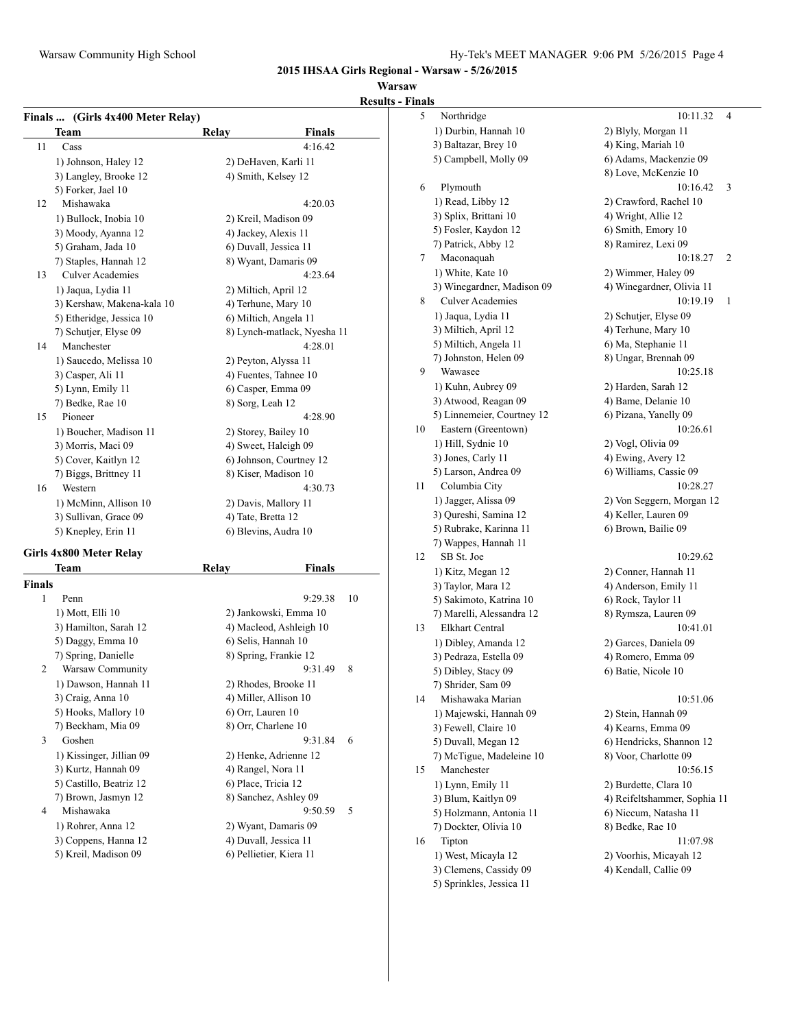## 2015 IHSAA Girls Regional - Warsaw - 5/26/2015

### Warsaw

### Results - Finals

**Finals ... (Girls 4x400 Meter Relay)**

| | Team | Relay | Finals | |
|---|---|---|---|---|
| 11 | Cass | | 4:16.42 | |
| | 1) Johnson, Haley 12 | 2) DeHaven, Karli 11 | | |
| | 3) Langley, Brooke 12 | 4) Smith, Kelsey 12 | | |
| | 5) Forker, Jael 10 | | | |
| 12 | Mishawaka | | 4:20.03 | |
| | 1) Bullock, Inobia 10 | 2) Kreil, Madison 09 | | |
| | 3) Moody, Ayanna 12 | 4) Jackey, Alexis 11 | | |
| | 5) Graham, Jada 10 | 6) Duvall, Jessica 11 | | |
| | 7) Staples, Hannah 12 | 8) Wyant, Damaris 09 | | |
| 13 | Culver Academies | | 4:23.64 | |
| | 1) Jaqua, Lydia 11 | 2) Miltich, April 12 | | |
| | 3) Kershaw, Makena-kala 10 | 4) Terhune, Mary 10 | | |
| | 5) Etheridge, Jessica 10 | 6) Miltich, Angela 11 | | |
| | 7) Schutjer, Elyse 09 | 8) Lynch-matlack, Nyesha 11 | | |
| 14 | Manchester | | 4:28.01 | |
| | 1) Saucedo, Melissa 10 | 2) Peyton, Alyssa 11 | | |
| | 3) Casper, Ali 11 | 4) Fuentes, Tahnee 10 | | |
| | 5) Lynn, Emily 11 | 6) Casper, Emma 09 | | |
| | 7) Bedke, Rae 10 | 8) Sorg, Leah 12 | | |
| 15 | Pioneer | | 4:28.90 | |
| | 1) Boucher, Madison 11 | 2) Storey, Bailey 10 | | |
| | 3) Morris, Maci 09 | 4) Sweet, Haleigh 09 | | |
| | 5) Cover, Kaitlyn 12 | 6) Johnson, Courtney 12 | | |
| | 7) Biggs, Brittney 11 | 8) Kiser, Madison 10 | | |
| 16 | Western | | 4:30.73 | |
| | 1) McMinn, Allison 10 | 2) Davis, Mallory 11 | | |
| | 3) Sullivan, Grace 09 | 4) Tate, Bretta 12 | | |
| | 5) Knepley, Erin 11 | 6) Blevins, Audra 10 | | |

**Girls 4x800 Meter Relay**

| | Team | Relay | Finals | |
|---|---|---|---|---|
| **Finals** | | | | |
| 1 | Penn | | 9:29.38 | 10 |
| | 1) Mott, Elli 10 | 2) Jankowski, Emma 10 | | |
| | 3) Hamilton, Sarah 12 | 4) Macleod, Ashleigh 10 | | |
| | 5) Daggy, Emma 10 | 6) Selis, Hannah 10 | | |
| | 7) Spring, Danielle | 8) Spring, Frankie 12 | | |
| 2 | Warsaw Community | | 9:31.49 | 8 |
| | 1) Dawson, Hannah 11 | 2) Rhodes, Brooke 11 | | |
| | 3) Craig, Anna 10 | 4) Miller, Allison 10 | | |
| | 5) Hooks, Mallory 10 | 6) Orr, Lauren 10 | | |
| | 7) Beckham, Mia 09 | 8) Orr, Charlene 10 | | |
| 3 | Goshen | | 9:31.84 | 6 |
| | 1) Kissinger, Jillian 09 | 2) Henke, Adrienne 12 | | |
| | 3) Kurtz, Hannah 09 | 4) Rangel, Nora 11 | | |
| | 5) Castillo, Beatriz 12 | 6) Place, Tricia 12 | | |
| | 7) Brown, Jasmyn 12 | 8) Sanchez, Ashley 09 | | |
| 4 | Mishawaka | | 9:50.59 | 5 |
| | 1) Rohrer, Anna 12 | 2) Wyant, Damaris 09 | | |
| | 3) Coppens, Hanna 12 | 4) Duvall, Jessica 11 | | |
| | 5) Kreil, Madison 09 | 6) Pellietier, Kiera 11 | | |
| 5 | Northridge | | 10:11.32 | 4 |
| | 1) Durbin, Hannah 10 | 2) Blyly, Morgan 11 | | |
| | 3) Baltazar, Brey 10 | 4) King, Mariah 10 | | |
| | 5) Campbell, Molly 09 | 6) Adams, Mackenzie 09 | | |
| | | 8) Love, McKenzie 10 | | |
| 6 | Plymouth | | 10:16.42 | 3 |
| | 1) Read, Libby 12 | 2) Crawford, Rachel 10 | | |
| | 3) Splix, Brittani 10 | 4) Wright, Allie 12 | | |
| | 5) Fosler, Kaydon 12 | 6) Smith, Emory 10 | | |
| | 7) Patrick, Abby 12 | 8) Ramirez, Lexi 09 | | |
| 7 | Maconaquah | | 10:18.27 | 2 |
| | 1) White, Kate 10 | 2) Wimmer, Haley 09 | | |
| | 3) Winegardner, Madison 09 | 4) Winegardner, Olivia 11 | | |
| 8 | Culver Academies | | 10:19.19 | 1 |
| | 1) Jaqua, Lydia 11 | 2) Schutjer, Elyse 09 | | |
| | 3) Miltich, April 12 | 4) Terhune, Mary 10 | | |
| | 5) Miltich, Angela 11 | 6) Ma, Stephanie 11 | | |
| | 7) Johnston, Helen 09 | 8) Ungar, Brennah 09 | | |
| 9 | Wawasee | | 10:25.18 | |
| | 1) Kuhn, Aubrey 09 | 2) Harden, Sarah 12 | | |
| | 3) Atwood, Reagan 09 | 4) Bame, Delanie 10 | | |
| | 5) Linnemeier, Courtney 12 | 6) Pizana, Yanelly 09 | | |
| 10 | Eastern (Greentown) | | 10:26.61 | |
| | 1) Hill, Sydnie 10 | 2) Vogl, Olivia 09 | | |
| | 3) Jones, Carly 11 | 4) Ewing, Avery 12 | | |
| | 5) Larson, Andrea 09 | 6) Williams, Cassie 09 | | |
| 11 | Columbia City | | 10:28.27 | |
| | 1) Jagger, Alissa 09 | 2) Von Seggern, Morgan 12 | | |
| | 3) Qureshi, Samina 12 | 4) Keller, Lauren 09 | | |
| | 5) Rubrake, Karinna 11 | 6) Brown, Bailie 09 | | |
| | 7) Wappes, Hannah 11 | | | |
| 12 | SB St. Joe | | 10:29.62 | |
| | 1) Kitz, Megan 12 | 2) Conner, Hannah 11 | | |
| | 3) Taylor, Mara 12 | 4) Anderson, Emily 11 | | |
| | 5) Sakimoto, Katrina 10 | 6) Rock, Taylor 11 | | |
| | 7) Marelli, Alessandra 12 | 8) Rymsza, Lauren 09 | | |
| 13 | Elkhart Central | | 10:41.01 | |
| | 1) Dibley, Amanda 12 | 2) Garces, Daniela 09 | | |
| | 3) Pedraza, Estella 09 | 4) Romero, Emma 09 | | |
| | 5) Dibley, Stacy 09 | 6) Batie, Nicole 10 | | |
| | 7) Shrider, Sam 09 | | | |
| 14 | Mishawaka Marian | | 10:51.06 | |
| | 1) Majewski, Hannah 09 | 2) Stein, Hannah 09 | | |
| | 3) Fewell, Claire 10 | 4) Kearns, Emma 09 | | |
| | 5) Duvall, Megan 12 | 6) Hendricks, Shannon 12 | | |
| | 7) McTigue, Madeleine 10 | 8) Voor, Charlotte 09 | | |
| 15 | Manchester | | 10:56.15 | |
| | 1) Lynn, Emily 11 | 2) Burdette, Clara 10 | | |
| | 3) Blum, Kaitlyn 09 | 4) Reifeltshammer, Sophia 11 | | |
| | 5) Holzmann, Antonia 11 | 6) Niccum, Natasha 11 | | |
| | 7) Dockter, Olivia 10 | 8) Bedke, Rae 10 | | |
| 16 | Tipton | | 11:07.98 | |
| | 1) West, Micayla 12 | 2) Voorhis, Micayah 12 | | |
| | 3) Clemens, Cassidy 09 | 4) Kendall, Callie 09 | | |
| | 5) Sprinkles, Jessica 11 | | | |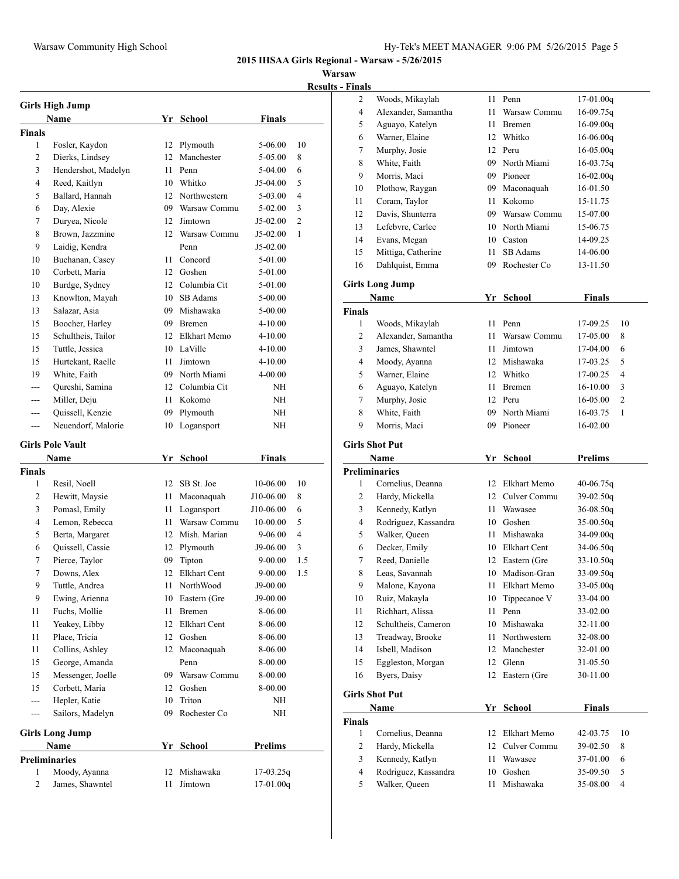**2015 IHSAA Girls Regional - Warsaw - 5/26/2015**

**Warsaw**

**Results - Finals**

### Girls High Jump

| | Name | Yr | School | Finals | |
|---|---|---|---|---|---|
| **Finals** | | | | | |
| 1 | Fosler, Kaydon | 12 | Plymouth | 5-06.00 | 10 |
| 2 | Dierks, Lindsey | 12 | Manchester | 5-05.00 | 8 |
| 3 | Hendershot, Madelyn | 11 | Penn | 5-04.00 | 6 |
| 4 | Reed, Kaitlyn | 10 | Whitko | J5-04.00 | 5 |
| 5 | Ballard, Hannah | 12 | Northwestern | 5-03.00 | 4 |
| 6 | Day, Alexie | 09 | Warsaw Commu | 5-02.00 | 3 |
| 7 | Duryea, Nicole | 12 | Jimtown | J5-02.00 | 2 |
| 8 | Brown, Jazzmine | 12 | Warsaw Commu | J5-02.00 | 1 |
| 9 | Laidig, Kendra | | Penn | J5-02.00 | |
| 10 | Buchanan, Casey | 11 | Concord | 5-01.00 | |
| 10 | Corbett, Maria | 12 | Goshen | 5-01.00 | |
| 10 | Burdge, Sydney | 12 | Columbia Cit | 5-01.00 | |
| 13 | Knowlton, Mayah | 10 | SB Adams | 5-00.00 | |
| 13 | Salazar, Asia | 09 | Mishawaka | 5-00.00 | |
| 15 | Boocher, Harley | 09 | Bremen | 4-10.00 | |
| 15 | Schultheis, Tailor | 12 | Elkhart Memo | 4-10.00 | |
| 15 | Tuttle, Jessica | 10 | LaVille | 4-10.00 | |
| 15 | Hurtekant, Raelle | 11 | Jimtown | 4-10.00 | |
| 19 | White, Faith | 09 | North Miami | 4-00.00 | |
| --- | Qureshi, Samina | 12 | Columbia Cit | NH | |
| --- | Miller, Deju | 11 | Kokomo | NH | |
| --- | Quissell, Kenzie | 09 | Plymouth | NH | |
| --- | Neuendorf, Malorie | 10 | Logansport | NH | |

### Girls Pole Vault

| | Name | Yr | School | Finals | |
|---|---|---|---|---|---|
| **Finals** | | | | | |
| 1 | Resil, Noell | 12 | SB St. Joe | 10-06.00 | 10 |
| 2 | Hewitt, Maysie | 11 | Maconaquah | J10-06.00 | 8 |
| 3 | Pomasl, Emily | 11 | Logansport | J10-06.00 | 6 |
| 4 | Lemon, Rebecca | 11 | Warsaw Commu | 10-00.00 | 5 |
| 5 | Berta, Margaret | 12 | Mish. Marian | 9-06.00 | 4 |
| 6 | Quissell, Cassie | 12 | Plymouth | J9-06.00 | 3 |
| 7 | Pierce, Taylor | 09 | Tipton | 9-00.00 | 1.5 |
| 7 | Downs, Alex | 12 | Elkhart Cent | 9-00.00 | 1.5 |
| 9 | Tuttle, Andrea | 11 | NorthWood | J9-00.00 | |
| 9 | Ewing, Arienna | 10 | Eastern (Gre | J9-00.00 | |
| 11 | Fuchs, Mollie | 11 | Bremen | 8-06.00 | |
| 11 | Yeakey, Libby | 12 | Elkhart Cent | 8-06.00 | |
| 11 | Place, Tricia | 12 | Goshen | 8-06.00 | |
| 11 | Collins, Ashley | 12 | Maconaquah | 8-06.00 | |
| 15 | George, Amanda | | Penn | 8-00.00 | |
| 15 | Messenger, Joelle | 09 | Warsaw Commu | 8-00.00 | |
| 15 | Corbett, Maria | 12 | Goshen | 8-00.00 | |
| --- | Hepler, Katie | 10 | Triton | NH | |
| --- | Sailors, Madelyn | 09 | Rochester Co | NH | |

### Girls Long Jump

| | Name | Yr | School | Prelims |
|---|---|---|---|---|
| **Preliminaries** | | | | |
| 1 | Moody, Ayanna | 12 | Mishawaka | 17-03.25q |
| 2 | James, Shawntel | 11 | Jimtown | 17-01.00q |
| 2 | Woods, Mikaylah | 11 | Penn | 17-01.00q |
| 4 | Alexander, Samantha | 11 | Warsaw Commu | 16-09.75q |
| 5 | Aguayo, Katelyn | 11 | Bremen | 16-09.00q |
| 6 | Warner, Elaine | 12 | Whitko | 16-06.00q |
| 7 | Murphy, Josie | 12 | Peru | 16-05.00q |
| 8 | White, Faith | 09 | North Miami | 16-03.75q |
| 9 | Morris, Maci | 09 | Pioneer | 16-02.00q |
| 10 | Plothow, Raygan | 09 | Maconaquah | 16-01.50 |
| 11 | Coram, Taylor | 11 | Kokomo | 15-11.75 |
| 12 | Davis, Shunterra | 09 | Warsaw Commu | 15-07.00 |
| 13 | Lefebvre, Carlee | 10 | North Miami | 15-06.75 |
| 14 | Evans, Megan | 10 | Caston | 14-09.25 |
| 15 | Mittiga, Catherine | 11 | SB Adams | 14-06.00 |
| 16 | Dahlquist, Emma | 09 | Rochester Co | 13-11.50 |

### Girls Long Jump

| | Name | Yr | School | Finals | |
|---|---|---|---|---|---|
| **Finals** | | | | | |
| 1 | Woods, Mikaylah | 11 | Penn | 17-09.25 | 10 |
| 2 | Alexander, Samantha | 11 | Warsaw Commu | 17-05.00 | 8 |
| 3 | James, Shawntel | 11 | Jimtown | 17-04.00 | 6 |
| 4 | Moody, Ayanna | 12 | Mishawaka | 17-03.25 | 5 |
| 5 | Warner, Elaine | 12 | Whitko | 17-00.25 | 4 |
| 6 | Aguayo, Katelyn | 11 | Bremen | 16-10.00 | 3 |
| 7 | Murphy, Josie | 12 | Peru | 16-05.00 | 2 |
| 8 | White, Faith | 09 | North Miami | 16-03.75 | 1 |
| 9 | Morris, Maci | 09 | Pioneer | 16-02.00 | |

### Girls Shot Put

| | Name | Yr | School | Prelims |
|---|---|---|---|---|
| **Preliminaries** | | | | |
| 1 | Cornelius, Deanna | 12 | Elkhart Memo | 40-06.75q |
| 2 | Hardy, Mickella | 12 | Culver Commu | 39-02.50q |
| 3 | Kennedy, Katlyn | 11 | Wawasee | 36-08.50q |
| 4 | Rodriguez, Kassandra | 10 | Goshen | 35-00.50q |
| 5 | Walker, Queen | 11 | Mishawaka | 34-09.00q |
| 6 | Decker, Emily | 10 | Elkhart Cent | 34-06.50q |
| 7 | Reed, Danielle | 12 | Eastern (Gre | 33-10.50q |
| 8 | Leas, Savannah | 10 | Madison-Gran | 33-09.50q |
| 9 | Malone, Kayona | 11 | Elkhart Memo | 33-05.00q |
| 10 | Ruiz, Makayla | 10 | Tippecanoe V | 33-04.00 |
| 11 | Richhart, Alissa | 11 | Penn | 33-02.00 |
| 12 | Schultheis, Cameron | 10 | Mishawaka | 32-11.00 |
| 13 | Treadway, Brooke | 11 | Northwestern | 32-08.00 |
| 14 | Isbell, Madison | 12 | Manchester | 32-01.00 |
| 15 | Eggleston, Morgan | 12 | Glenn | 31-05.50 |
| 16 | Byers, Daisy | 12 | Eastern (Gre | 30-11.00 |

### Girls Shot Put

| | Name | Yr | School | Finals | |
|---|---|---|---|---|---|
| **Finals** | | | | | |
| 1 | Cornelius, Deanna | 12 | Elkhart Memo | 42-03.75 | 10 |
| 2 | Hardy, Mickella | 12 | Culver Commu | 39-02.50 | 8 |
| 3 | Kennedy, Katlyn | 11 | Wawasee | 37-01.00 | 6 |
| 4 | Rodriguez, Kassandra | 10 | Goshen | 35-09.50 | 5 |
| 5 | Walker, Queen | 11 | Mishawaka | 35-08.00 | 4 |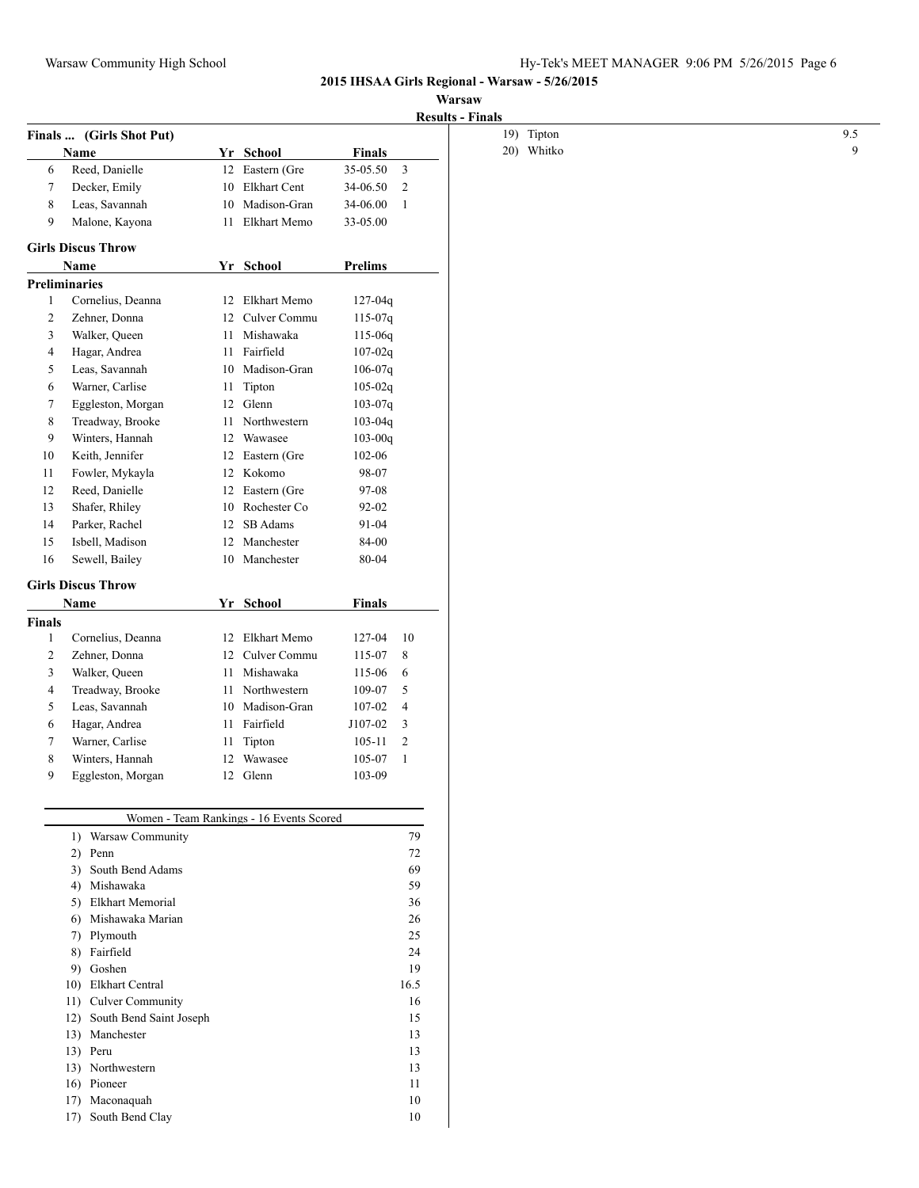## 2015 IHSAA Girls Regional - Warsaw - 5/26/2015

### Warsaw

### Results - Finals

**Finals ... (Girls Shot Put)**

| | Name | Yr | School | Finals | |
|---|---|---|---|---|---|
| 6 | Reed, Danielle | 12 | Eastern (Gre | 35-05.50 | 3 |
| 7 | Decker, Emily | 10 | Elkhart Cent | 34-06.50 | 2 |
| 8 | Leas, Savannah | 10 | Madison-Gran | 34-06.00 | 1 |
| 9 | Malone, Kayona | 11 | Elkhart Memo | 33-05.00 | |

**Girls Discus Throw**

**Preliminaries**

| | Name | Yr | School | Prelims |
|---|---|---|---|---|
| 1 | Cornelius, Deanna | 12 | Elkhart Memo | 127-04q |
| 2 | Zehner, Donna | 12 | Culver Commu | 115-07q |
| 3 | Walker, Queen | 11 | Mishawaka | 115-06q |
| 4 | Hagar, Andrea | 11 | Fairfield | 107-02q |
| 5 | Leas, Savannah | 10 | Madison-Gran | 106-07q |
| 6 | Warner, Carlise | 11 | Tipton | 105-02q |
| 7 | Eggleston, Morgan | 12 | Glenn | 103-07q |
| 8 | Treadway, Brooke | 11 | Northwestern | 103-04q |
| 9 | Winters, Hannah | 12 | Wawasee | 103-00q |
| 10 | Keith, Jennifer | 12 | Eastern (Gre | 102-06 |
| 11 | Fowler, Mykayla | 12 | Kokomo | 98-07 |
| 12 | Reed, Danielle | 12 | Eastern (Gre | 97-08 |
| 13 | Shafer, Rhiley | 10 | Rochester Co | 92-02 |
| 14 | Parker, Rachel | 12 | SB Adams | 91-04 |
| 15 | Isbell, Madison | 12 | Manchester | 84-00 |
| 16 | Sewell, Bailey | 10 | Manchester | 80-04 |

**Girls Discus Throw**

**Finals**

| | Name | Yr | School | Finals | |
|---|---|---|---|---|---|
| 1 | Cornelius, Deanna | 12 | Elkhart Memo | 127-04 | 10 |
| 2 | Zehner, Donna | 12 | Culver Commu | 115-07 | 8 |
| 3 | Walker, Queen | 11 | Mishawaka | 115-06 | 6 |
| 4 | Treadway, Brooke | 11 | Northwestern | 109-07 | 5 |
| 5 | Leas, Savannah | 10 | Madison-Gran | 107-02 | 4 |
| 6 | Hagar, Andrea | 11 | Fairfield | J107-02 | 3 |
| 7 | Warner, Carlise | 11 | Tipton | 105-11 | 2 |
| 8 | Winters, Hannah | 12 | Wawasee | 105-07 | 1 |
| 9 | Eggleston, Morgan | 12 | Glenn | 103-09 | |

**Women - Team Rankings - 16 Events Scored**

| Rank | Team | Points |
|---|---|---|
| 1) | Warsaw Community | 79 |
| 2) | Penn | 72 |
| 3) | South Bend Adams | 69 |
| 4) | Mishawaka | 59 |
| 5) | Elkhart Memorial | 36 |
| 6) | Mishawaka Marian | 26 |
| 7) | Plymouth | 25 |
| 8) | Fairfield | 24 |
| 9) | Goshen | 19 |
| 10) | Elkhart Central | 16.5 |
| 11) | Culver Community | 16 |
| 12) | South Bend Saint Joseph | 15 |
| 13) | Manchester | 13 |
| 13) | Peru | 13 |
| 13) | Northwestern | 13 |
| 16) | Pioneer | 11 |
| 17) | Maconaquah | 10 |
| 17) | South Bend Clay | 10 |
| 19) | Tipton | 9.5 |
| 20) | Whitko | 9 |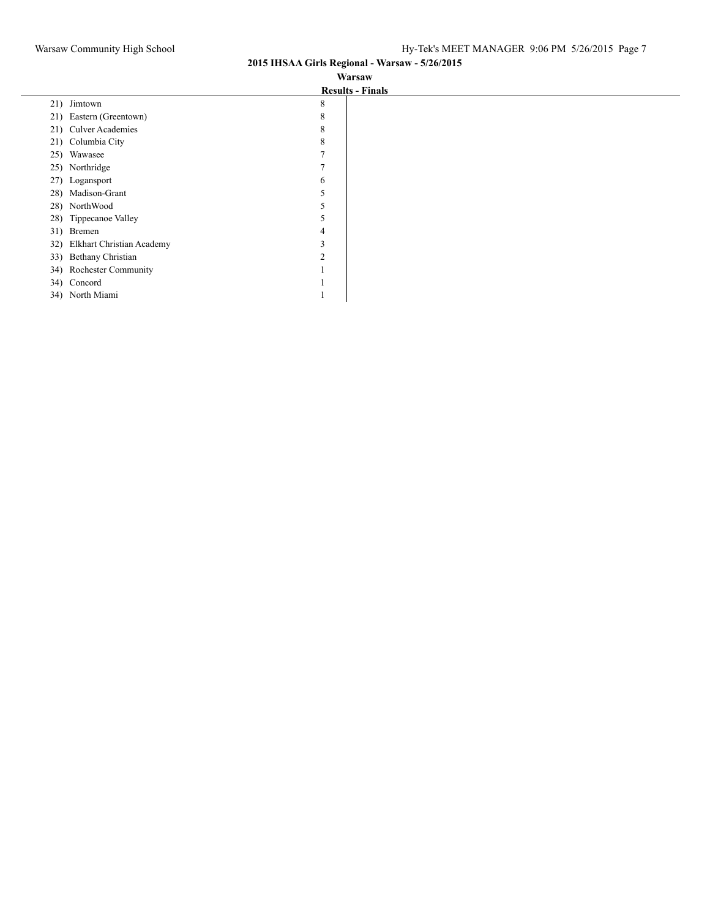# 2015 IHSAA Girls Regional - Warsaw - 5/26/2015

## Warsaw

### Results - Finals

| | | |
|---|---|---|
| 21) | Jimtown | 8 |
| 21) | Eastern (Greentown) | 8 |
| 21) | Culver Academies | 8 |
| 21) | Columbia City | 8 |
| 25) | Wawasee | 7 |
| 25) | Northridge | 7 |
| 27) | Logansport | 6 |
| 28) | Madison-Grant | 5 |
| 28) | NorthWood | 5 |
| 28) | Tippecanoe Valley | 5 |
| 31) | Bremen | 4 |
| 32) | Elkhart Christian Academy | 3 |
| 33) | Bethany Christian | 2 |
| 34) | Rochester Community | 1 |
| 34) | Concord | 1 |
| 34) | North Miami | 1 |